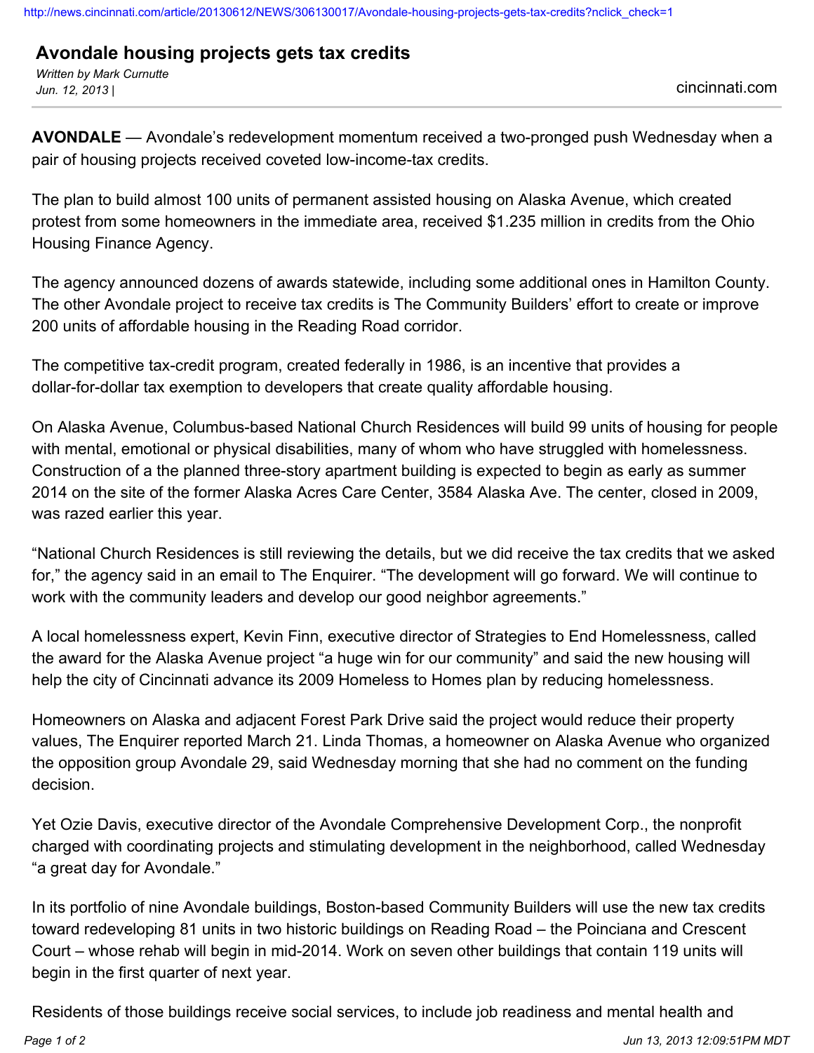# Avondale housing projects gets tax credits

*Written by Mark Curnutte*
*Jun. 12, 2013 |*

cincinnati.com

**AVONDALE** — Avondale's redevelopment momentum received a two-pronged push Wednesday when a pair of housing projects received coveted low-income-tax credits.

The plan to build almost 100 units of permanent assisted housing on Alaska Avenue, which created protest from some homeowners in the immediate area, received $1.235 million in credits from the Ohio Housing Finance Agency.

The agency announced dozens of awards statewide, including some additional ones in Hamilton County. The other Avondale project to receive tax credits is The Community Builders' effort to create or improve 200 units of affordable housing in the Reading Road corridor.

The competitive tax-credit program, created federally in 1986, is an incentive that provides a dollar-for-dollar tax exemption to developers that create quality affordable housing.

On Alaska Avenue, Columbus-based National Church Residences will build 99 units of housing for people with mental, emotional or physical disabilities, many of whom who have struggled with homelessness. Construction of a the planned three-story apartment building is expected to begin as early as summer 2014 on the site of the former Alaska Acres Care Center, 3584 Alaska Ave. The center, closed in 2009, was razed earlier this year.

"National Church Residences is still reviewing the details, but we did receive the tax credits that we asked for," the agency said in an email to The Enquirer. "The development will go forward. We will continue to work with the community leaders and develop our good neighbor agreements."

A local homelessness expert, Kevin Finn, executive director of Strategies to End Homelessness, called the award for the Alaska Avenue project "a huge win for our community" and said the new housing will help the city of Cincinnati advance its 2009 Homeless to Homes plan by reducing homelessness.

Homeowners on Alaska and adjacent Forest Park Drive said the project would reduce their property values, The Enquirer reported March 21. Linda Thomas, a homeowner on Alaska Avenue who organized the opposition group Avondale 29, said Wednesday morning that she had no comment on the funding decision.

Yet Ozie Davis, executive director of the Avondale Comprehensive Development Corp., the nonprofit charged with coordinating projects and stimulating development in the neighborhood, called Wednesday "a great day for Avondale."

In its portfolio of nine Avondale buildings, Boston-based Community Builders will use the new tax credits toward redeveloping 81 units in two historic buildings on Reading Road – the Poinciana and Crescent Court – whose rehab will begin in mid-2014. Work on seven other buildings that contain 119 units will begin in the first quarter of next year.

Residents of those buildings receive social services, to include job readiness and mental health and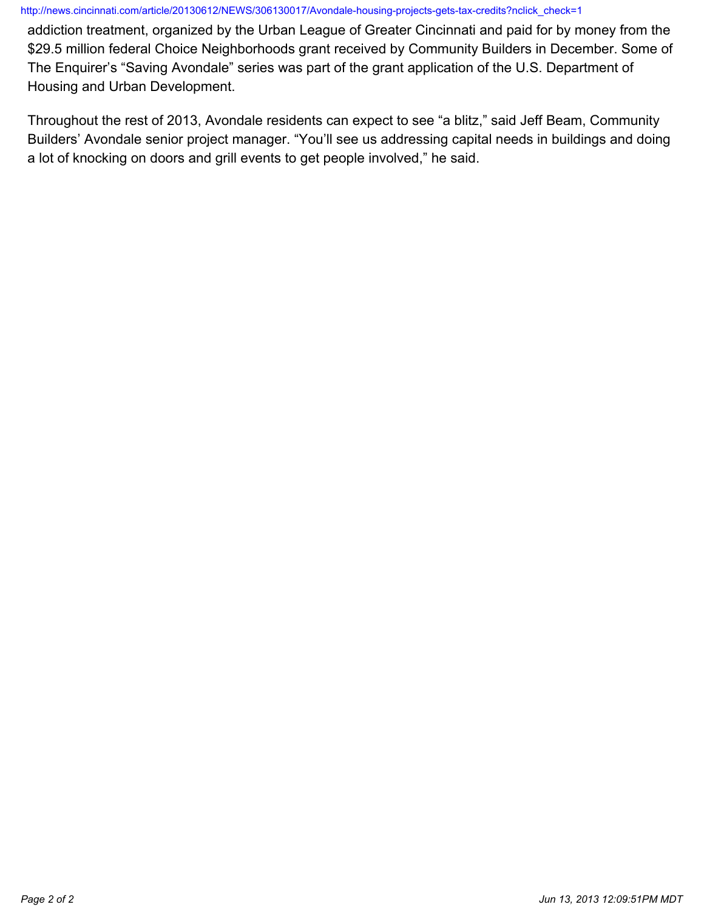addiction treatment, organized by the Urban League of Greater Cincinnati and paid for by money from the $29.5 million federal Choice Neighborhoods grant received by Community Builders in December. Some of The Enquirer's "Saving Avondale" series was part of the grant application of the U.S. Department of Housing and Urban Development.

Throughout the rest of 2013, Avondale residents can expect to see "a blitz," said Jeff Beam, Community Builders' Avondale senior project manager. "You'll see us addressing capital needs in buildings and doing a lot of knocking on doors and grill events to get people involved," he said.